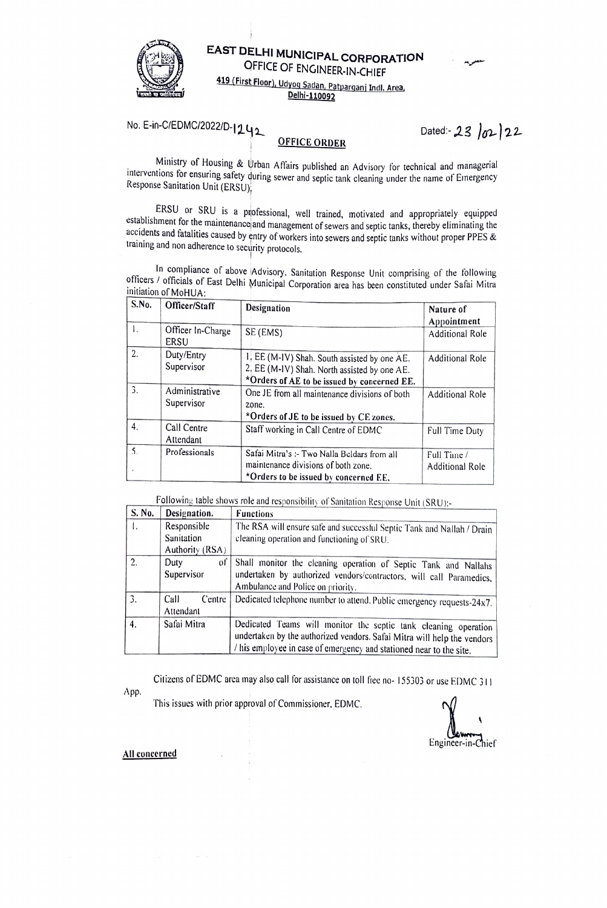# EAST DELHI MUNICIPAL CORPORATION

## OFFICE OF ENGINEER-IN-CHIEF

**419 (First Floor), Udyog Sadan, Patparganj Indl. Area, Delhi-110092**

No. E-in-C/EDMC/2022/D-1242 Dated:- 23/02/22

## OFFICE ORDER

Ministry of Housing & Urban Affairs published an Advisory for technical and managerial interventions for ensuring safety during sewer and septic tank cleaning under the name of Emergency Response Sanitation Unit (ERSU).

ERSU or SRU is a professional, well trained, motivated and appropriately equipped establishment for the maintenance and management of sewers and septic tanks, thereby eliminating the accidents and fatalities caused by entry of workers into sewers and septic tanks without proper PPES & training and non adherence to security protocols.

In compliance of above Advisory, Sanitation Response Unit comprising of the following officers / officials of East Delhi Municipal Corporation area has been constituted under Safai Mitra initiation of MoHUA:

| S.No. | Officer/Staff | Designation | Nature of Appointment |
|---|---|---|---|
| 1. | Officer In-Charge ERSU | SE (EMS) | Additional Role |
| 2. | Duty/Entry Supervisor | 1. EE (M-IV) Shah. South assisted by one AE.<br>2. EE (M-IV) Shah. North assisted by one AE.<br>**\*Orders of AE to be issued by concerned EE.** | Additional Role |
| 3. | Administrative Supervisor | One JE from all maintenance divisions of both zone.<br>**\*Orders of JE to be issued by CE zones.** | Additional Role |
| 4. | Call Centre Attendant | Staff working in Call Centre of EDMC | Full Time Duty |
| 5. | Professionals | Safai Mitra's :- Two Nalla Beldars from all maintenance divisions of both zone.<br>**\*Orders to be issued by concerned EE.** | Full Time / Additional Role |

Following table shows role and responsibility of Sanitation Response Unit (SRU):-

| S. No. | Designation. | Functions |
|---|---|---|
| 1. | Responsible Sanitation Authority (RSA) | The RSA will ensure safe and successful Septic Tank and Nallah / Drain cleaning operation and functioning of SRU. |
| 2. | Duty of Supervisor | Shall monitor the cleaning operation of Septic Tank and Nallahs undertaken by authorized vendors/contractors, will call Paramedics, Ambulance and Police on priority. |
| 3. | Call Centre Attendant | Dedicated telephone number to attend. Public emergency requests-24x7. |
| 4. | Safai Mitra | Dedicated Teams will monitor the septic tank cleaning operation undertaken by the authorized vendors. Safai Mitra will help the vendors / his employee in case of emergency and stationed near to the site. |

Citizens of EDMC area may also call for assistance on toll free no- 155303 or use EDMC 311 App.

This issues with prior approval of Commissioner, EDMC.

Engineer-in-Chief

**All concerned**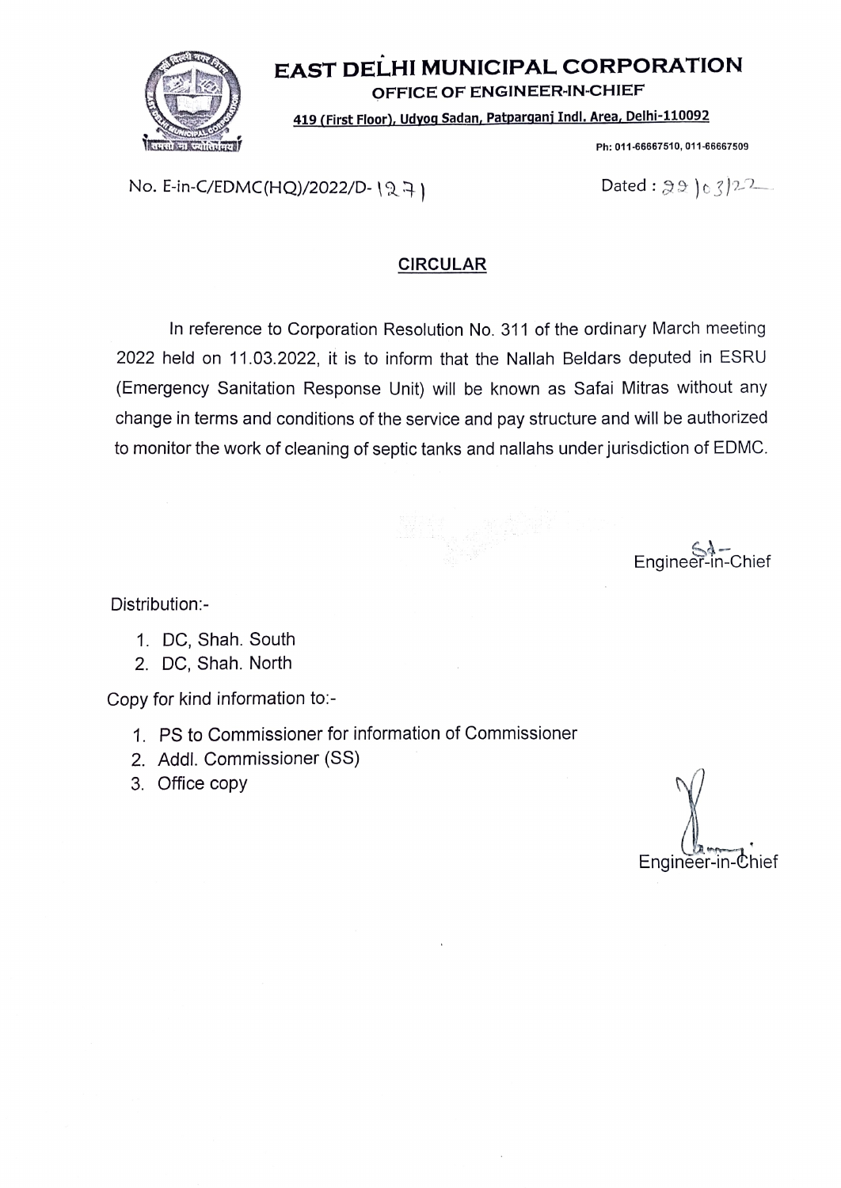# EAST DELHI MUNICIPAL CORPORATION

**OFFICE OF ENGINEER-IN-CHIEF**

**419 (First Floor), Udyog Sadan, Patparganj Indl. Area, Delhi-110092**

Ph: 011-66667510, 011-66667509

No. E-in-C/EDMC(HQ)/2022/D- 1271 Dated : 29/03/22

## CIRCULAR

In reference to Corporation Resolution No. 311 of the ordinary March meeting 2022 held on 11.03.2022, it is to inform that the Nallah Beldars deputed in ESRU (Emergency Sanitation Response Unit) will be known as Safai Mitras without any change in terms and conditions of the service and pay structure and will be authorized to monitor the work of cleaning of septic tanks and nallahs under jurisdiction of EDMC.

Sd/-
Engineer-in-Chief

Distribution:-

1. DC, Shah. South
2. DC, Shah. North

Copy for kind information to:-

1. PS to Commissioner for information of Commissioner
2. Addl. Commissioner (SS)
3. Office copy

Engineer-in-Chief